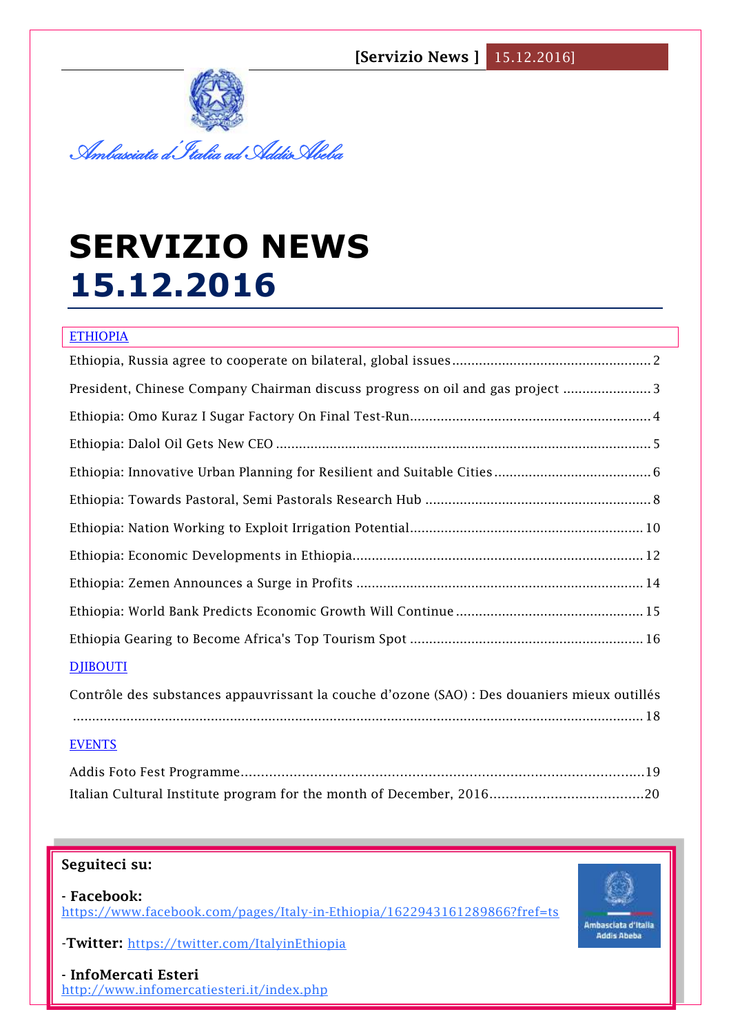*Ambasciata d'Italia ad Addis Abeba*

# SERVIZIO NEWS
# 15.12.2016

## ETHIOPIA

Ethiopia, Russia agree to cooperate on bilateral, global issues ........ 2

President, Chinese Company Chairman discuss progress on oil and gas project ........ 3

Ethiopia: Omo Kuraz I Sugar Factory On Final Test-Run ........ 4

Ethiopia: Dalol Oil Gets New CEO ........ 5

Ethiopia: Innovative Urban Planning for Resilient and Suitable Cities ........ 6

Ethiopia: Towards Pastoral, Semi Pastorals Research Hub ........ 8

Ethiopia: Nation Working to Exploit Irrigation Potential ........ 10

Ethiopia: Economic Developments in Ethiopia ........ 12

Ethiopia: Zemen Announces a Surge in Profits ........ 14

Ethiopia: World Bank Predicts Economic Growth Will Continue ........ 15

Ethiopia Gearing to Become Africa's Top Tourism Spot ........ 16

## DJIBOUTI

Contrôle des substances appauvrissant la couche d'ozone (SAO) : Des douaniers mieux outillés ........ 18

## EVENTS

Addis Foto Fest Programme ........ 19

Italian Cultural Institute program for the month of December, 2016 ........ 20

**Seguiteci su:**

**- Facebook:**
https://www.facebook.com/pages/Italy-in-Ethiopia/1622943161289866?fref=ts

**-Twitter:** https://twitter.com/ItalyinEthiopia

**- InfoMercati Esteri**
http://www.infomercatiesteri.it/index.php

Ambasciata d'Italia Addis Abeba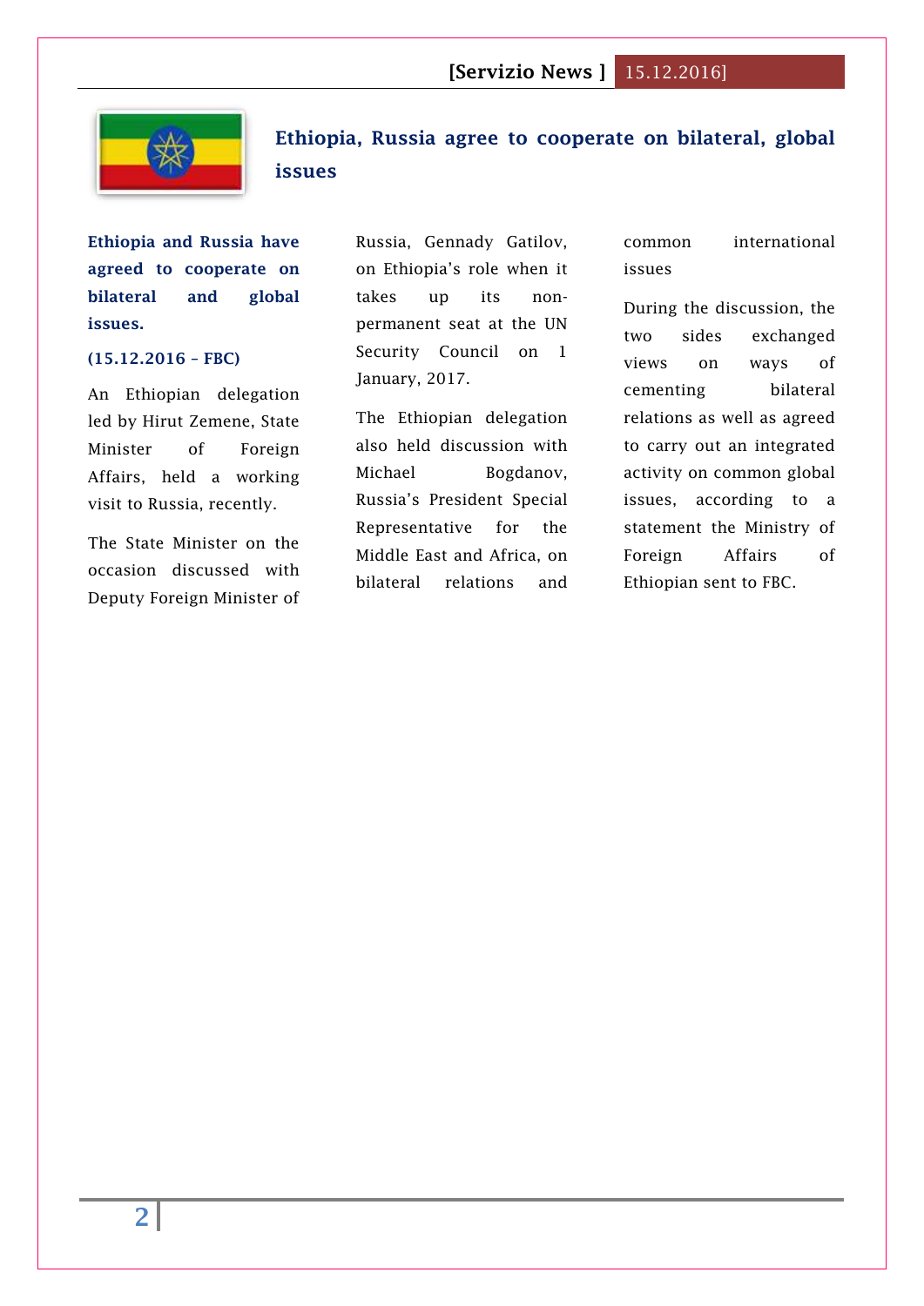## Ethiopia, Russia agree to cooperate on bilateral, global issues

**Ethiopia and Russia have agreed to cooperate on bilateral and global issues.**

**(15.12.2016 – FBC)**

An Ethiopian delegation led by Hirut Zemene, State Minister of Foreign Affairs, held a working visit to Russia, recently.

The State Minister on the occasion discussed with Deputy Foreign Minister of Russia, Gennady Gatilov, on Ethiopia's role when it takes up its non-permanent seat at the UN Security Council on 1 January, 2017.

The Ethiopian delegation also held discussion with Michael Bogdanov, Russia's President Special Representative for the Middle East and Africa, on bilateral relations and common international issues

During the discussion, the two sides exchanged views on ways of cementing bilateral relations as well as agreed to carry out an integrated activity on common global issues, according to a statement the Ministry of Foreign Affairs of Ethiopian sent to FBC.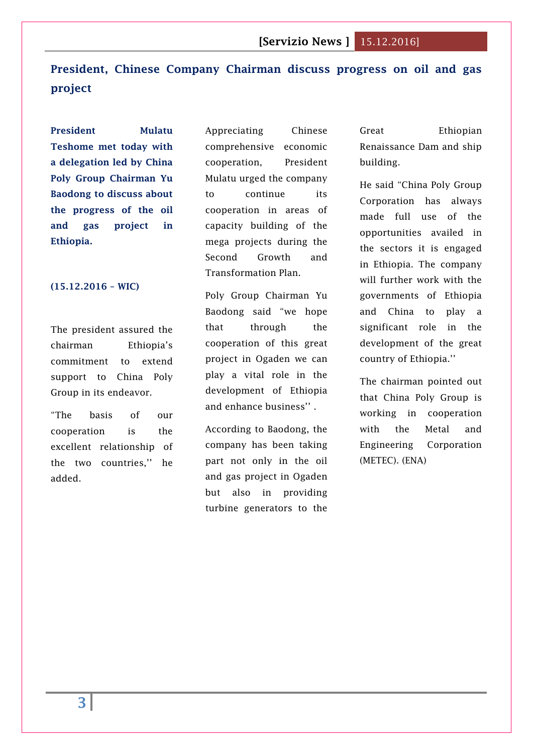## President, Chinese Company Chairman discuss progress on oil and gas project

**President Mulatu Teshome met today with a delegation led by China Poly Group Chairman Yu Baodong to discuss about the progress of the oil and gas project in Ethiopia.**

**(15.12.2016 – WIC)**

The president assured the chairman Ethiopia's commitment to extend support to China Poly Group in its endeavor.

"The basis of our cooperation is the excellent relationship of the two countries,'' he added.

Appreciating Chinese comprehensive economic cooperation, President Mulatu urged the company to continue its cooperation in areas of capacity building of the mega projects during the Second Growth and Transformation Plan.

Poly Group Chairman Yu Baodong said "we hope that through the cooperation of this great project in Ogaden we can play a vital role in the development of Ethiopia and enhance business'' .

According to Baodong, the company has been taking part not only in the oil and gas project in Ogaden but also in providing turbine generators to the Great Ethiopian Renaissance Dam and ship building.

He said "China Poly Group Corporation has always made full use of the opportunities availed in the sectors it is engaged in Ethiopia. The company will further work with the governments of Ethiopia and China to play a significant role in the development of the great country of Ethiopia.''

The chairman pointed out that China Poly Group is working in cooperation with the Metal and Engineering Corporation (METEC). (ENA)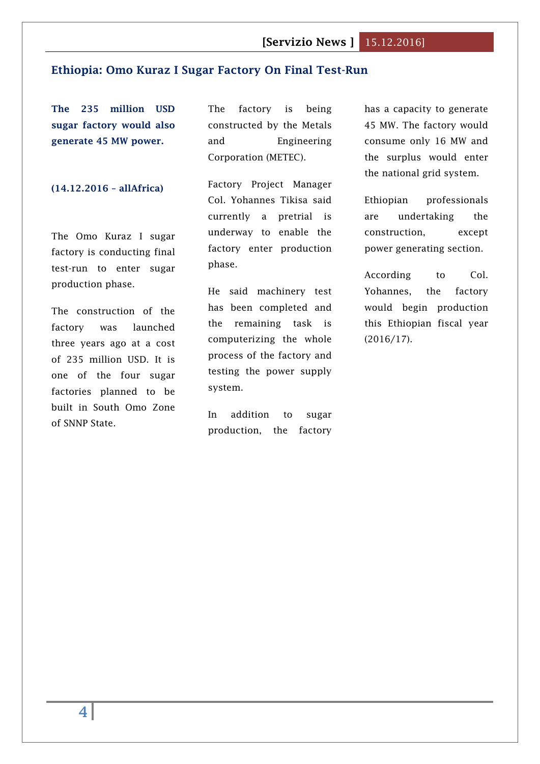## Ethiopia: Omo Kuraz I Sugar Factory On Final Test-Run

**The 235 million USD sugar factory would also generate 45 MW power.**

**(14.12.2016 – allAfrica)**

The Omo Kuraz I sugar factory is conducting final test-run to enter sugar production phase.

The construction of the factory was launched three years ago at a cost of 235 million USD. It is one of the four sugar factories planned to be built in South Omo Zone of SNNP State.

The factory is being constructed by the Metals and Engineering Corporation (METEC).

Factory Project Manager Col. Yohannes Tikisa said currently a pretrial is underway to enable the factory enter production phase.

He said machinery test has been completed and the remaining task is computerizing the whole process of the factory and testing the power supply system.

In addition to sugar production, the factory has a capacity to generate 45 MW. The factory would consume only 16 MW and the surplus would enter the national grid system.

Ethiopian professionals are undertaking the construction, except power generating section.

According to Col. Yohannes, the factory would begin production this Ethiopian fiscal year (2016/17).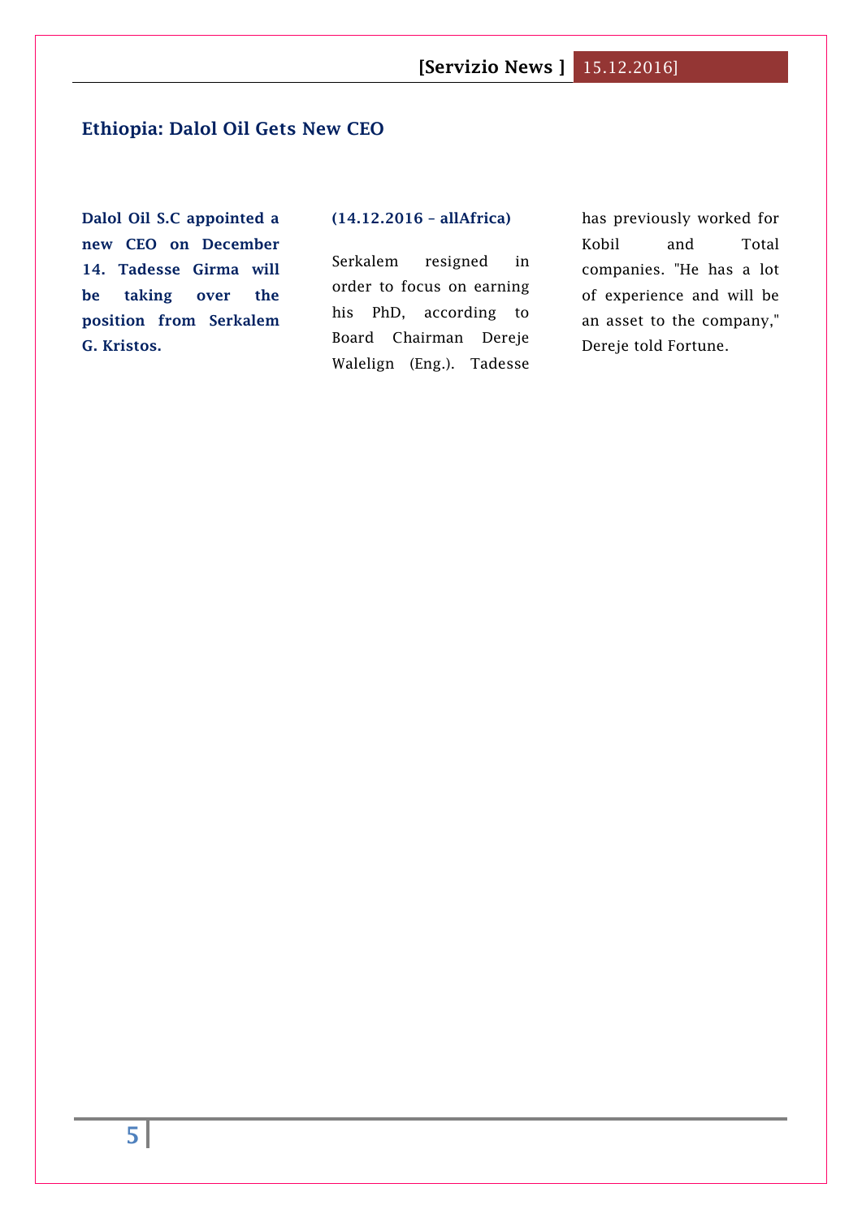## Ethiopia: Dalol Oil Gets New CEO

**Dalol Oil S.C appointed a new CEO on December 14. Tadesse Girma will be taking over the position from Serkalem G. Kristos.**

**(14.12.2016 – allAfrica)**

Serkalem resigned in order to focus on earning his PhD, according to Board Chairman Dereje Walelign (Eng.). Tadesse has previously worked for Kobil and Total companies. "He has a lot of experience and will be an asset to the company," Dereje told Fortune.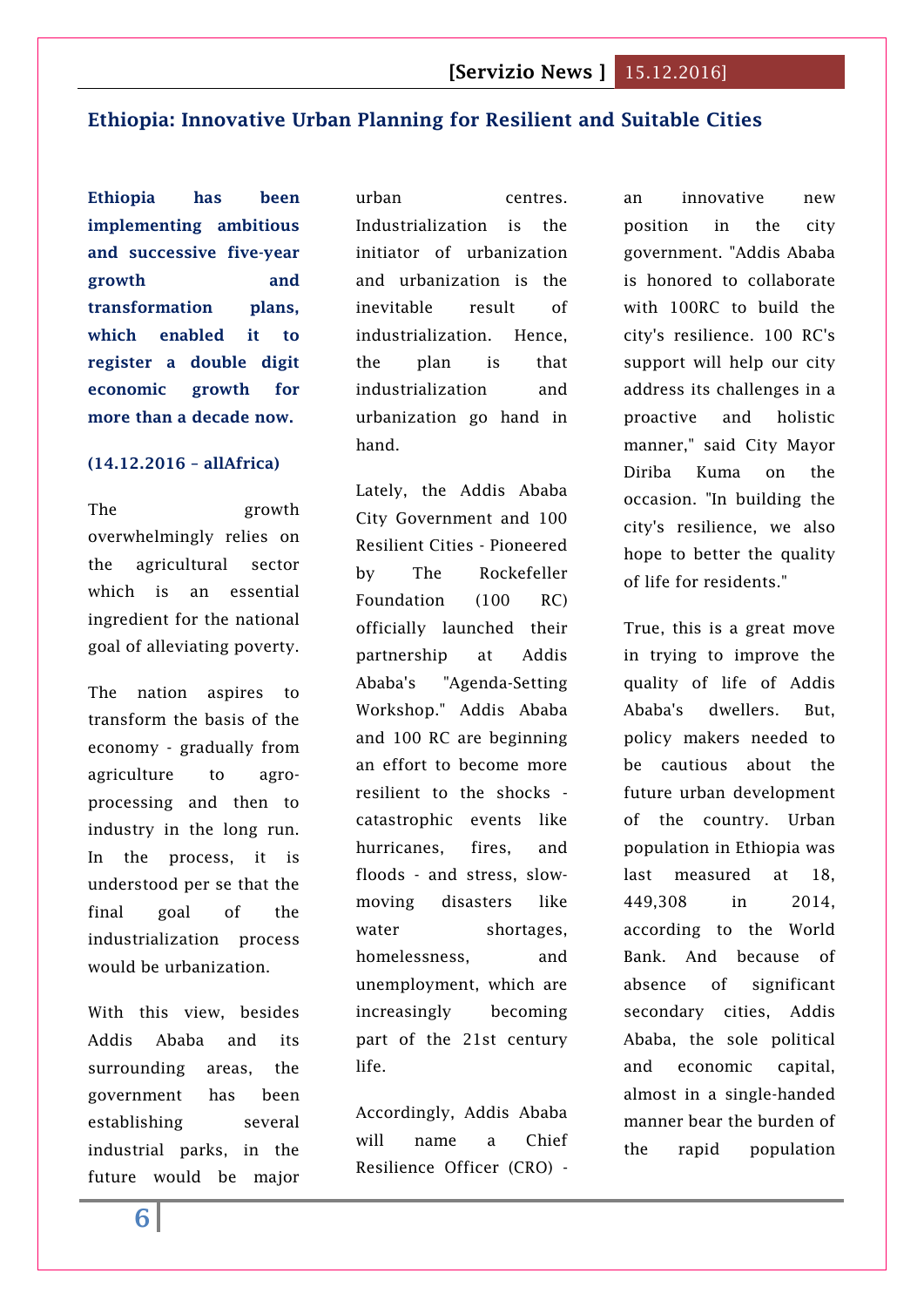## Ethiopia: Innovative Urban Planning for Resilient and Suitable Cities

**Ethiopia has been implementing ambitious and successive five-year growth and transformation plans, which enabled it to register a double digit economic growth for more than a decade now.**

**(14.12.2016 – allAfrica)**

The growth overwhelmingly relies on the agricultural sector which is an essential ingredient for the national goal of alleviating poverty.

The nation aspires to transform the basis of the economy - gradually from agriculture to agro-processing and then to industry in the long run. In the process, it is understood per se that the final goal of the industrialization process would be urbanization.

With this view, besides Addis Ababa and its surrounding areas, the government has been establishing several industrial parks, in the future would be major urban centres. Industrialization is the initiator of urbanization and urbanization is the inevitable result of industrialization. Hence, the plan is that industrialization and urbanization go hand in hand.

Lately, the Addis Ababa City Government and 100 Resilient Cities - Pioneered by The Rockefeller Foundation (100 RC) officially launched their partnership at Addis Ababa's "Agenda-Setting Workshop." Addis Ababa and 100 RC are beginning an effort to become more resilient to the shocks - catastrophic events like hurricanes, fires, and floods - and stress, slow-moving disasters like water shortages, homelessness, and unemployment, which are increasingly becoming part of the 21st century life.

Accordingly, Addis Ababa will name a Chief Resilience Officer (CRO) - an innovative new position in the city government. "Addis Ababa is honored to collaborate with 100RC to build the city's resilience. 100 RC's support will help our city address its challenges in a proactive and holistic manner," said City Mayor Diriba Kuma on the occasion. "In building the city's resilience, we also hope to better the quality of life for residents."

True, this is a great move in trying to improve the quality of life of Addis Ababa's dwellers. But, policy makers needed to be cautious about the future urban development of the country. Urban population in Ethiopia was last measured at 18, 449,308 in 2014, according to the World Bank. And because of absence of significant secondary cities, Addis Ababa, the sole political and economic capital, almost in a single-handed manner bear the burden of the rapid population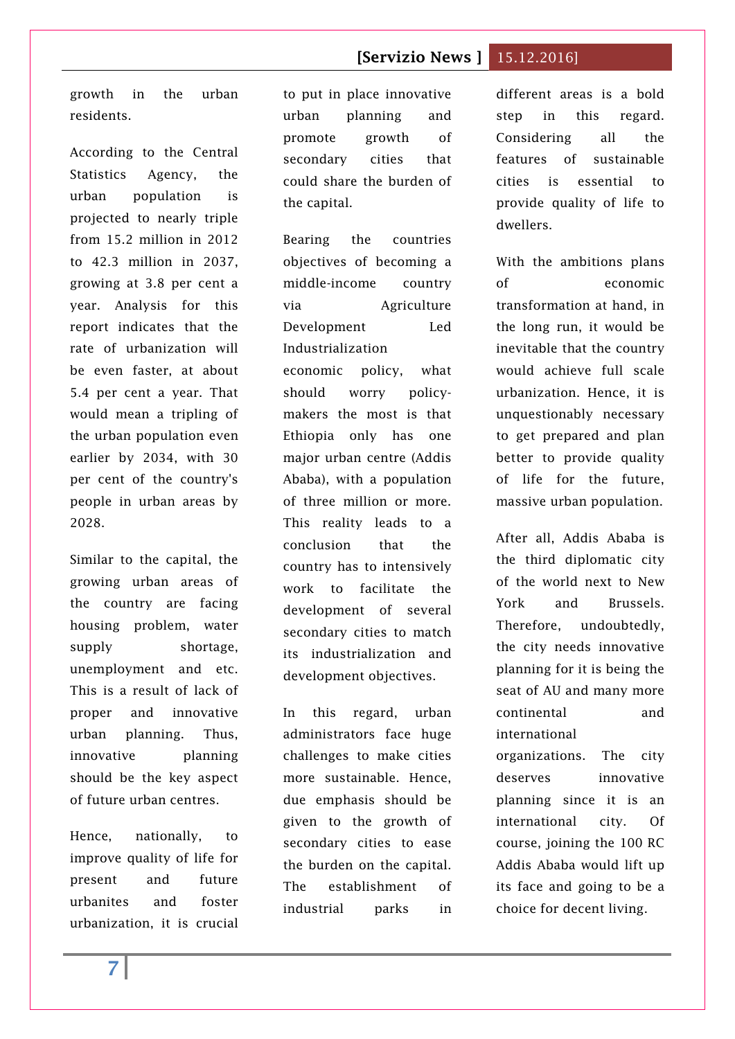growth in the urban residents.

According to the Central Statistics Agency, the urban population is projected to nearly triple from 15.2 million in 2012 to 42.3 million in 2037, growing at 3.8 per cent a year. Analysis for this report indicates that the rate of urbanization will be even faster, at about 5.4 per cent a year. That would mean a tripling of the urban population even earlier by 2034, with 30 per cent of the country's people in urban areas by 2028.

Similar to the capital, the growing urban areas of the country are facing housing problem, water supply shortage, unemployment and etc. This is a result of lack of proper and innovative urban planning. Thus, innovative planning should be the key aspect of future urban centres.

Hence, nationally, to improve quality of life for present and future urbanites and foster urbanization, it is crucial to put in place innovative urban planning and promote growth of secondary cities that could share the burden of the capital.

Bearing the countries objectives of becoming a middle-income country via Agriculture Development Led Industrialization economic policy, what should worry policy-makers the most is that Ethiopia only has one major urban centre (Addis Ababa), with a population of three million or more. This reality leads to a conclusion that the country has to intensively work to facilitate the development of several secondary cities to match its industrialization and development objectives.

In this regard, urban administrators face huge challenges to make cities more sustainable. Hence, due emphasis should be given to the growth of secondary cities to ease the burden on the capital. The establishment of industrial parks in different areas is a bold step in this regard. Considering all the features of sustainable cities is essential to provide quality of life to dwellers.

With the ambitions plans of economic transformation at hand, in the long run, it would be inevitable that the country would achieve full scale urbanization. Hence, it is unquestionably necessary to get prepared and plan better to provide quality of life for the future, massive urban population.

After all, Addis Ababa is the third diplomatic city of the world next to New York and Brussels. Therefore, undoubtedly, the city needs innovative planning for it is being the seat of AU and many more continental and international organizations. The city deserves innovative planning since it is an international city. Of course, joining the 100 RC Addis Ababa would lift up its face and going to be a choice for decent living.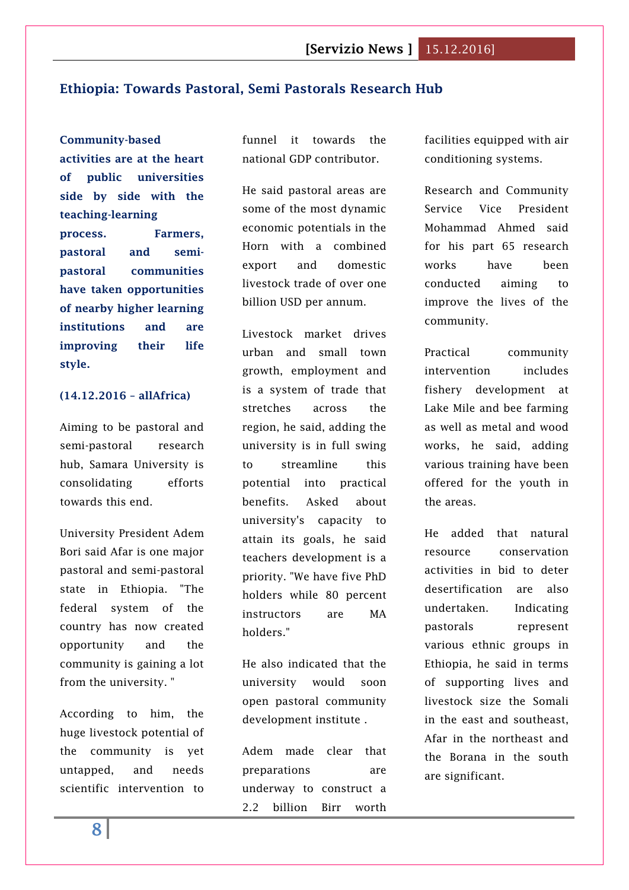## Ethiopia: Towards Pastoral, Semi Pastorals Research Hub

**Community-based activities are at the heart of public universities side by side with the teaching-learning process. Farmers, pastoral and semi-pastoral communities have taken opportunities of nearby higher learning institutions and are improving their life style.**

**(14.12.2016 – allAfrica)**

Aiming to be pastoral and semi-pastoral research hub, Samara University is consolidating efforts towards this end.

University President Adem Bori said Afar is one major pastoral and semi-pastoral state in Ethiopia. "The federal system of the country has now created opportunity and the community is gaining a lot from the university. "

According to him, the huge livestock potential of the community is yet untapped, and needs scientific intervention to funnel it towards the national GDP contributor.

He said pastoral areas are some of the most dynamic economic potentials in the Horn with a combined export and domestic livestock trade of over one billion USD per annum.

Livestock market drives urban and small town growth, employment and is a system of trade that stretches across the region, he said, adding the university is in full swing to streamline this potential into practical benefits. Asked about university's capacity to attain its goals, he said teachers development is a priority. "We have five PhD holders while 80 percent instructors are MA holders."

He also indicated that the university would soon open pastoral community development institute .

Adem made clear that preparations are underway to construct a 2.2 billion Birr worth facilities equipped with air conditioning systems.

Research and Community Service Vice President Mohammad Ahmed said for his part 65 research works have been conducted aiming to improve the lives of the community.

Practical community intervention includes fishery development at Lake Mile and bee farming as well as metal and wood works, he said, adding various training have been offered for the youth in the areas.

He added that natural resource conservation activities in bid to deter desertification are also undertaken. Indicating pastorals represent various ethnic groups in Ethiopia, he said in terms of supporting lives and livestock size the Somali in the east and southeast, Afar in the northeast and the Borana in the south are significant.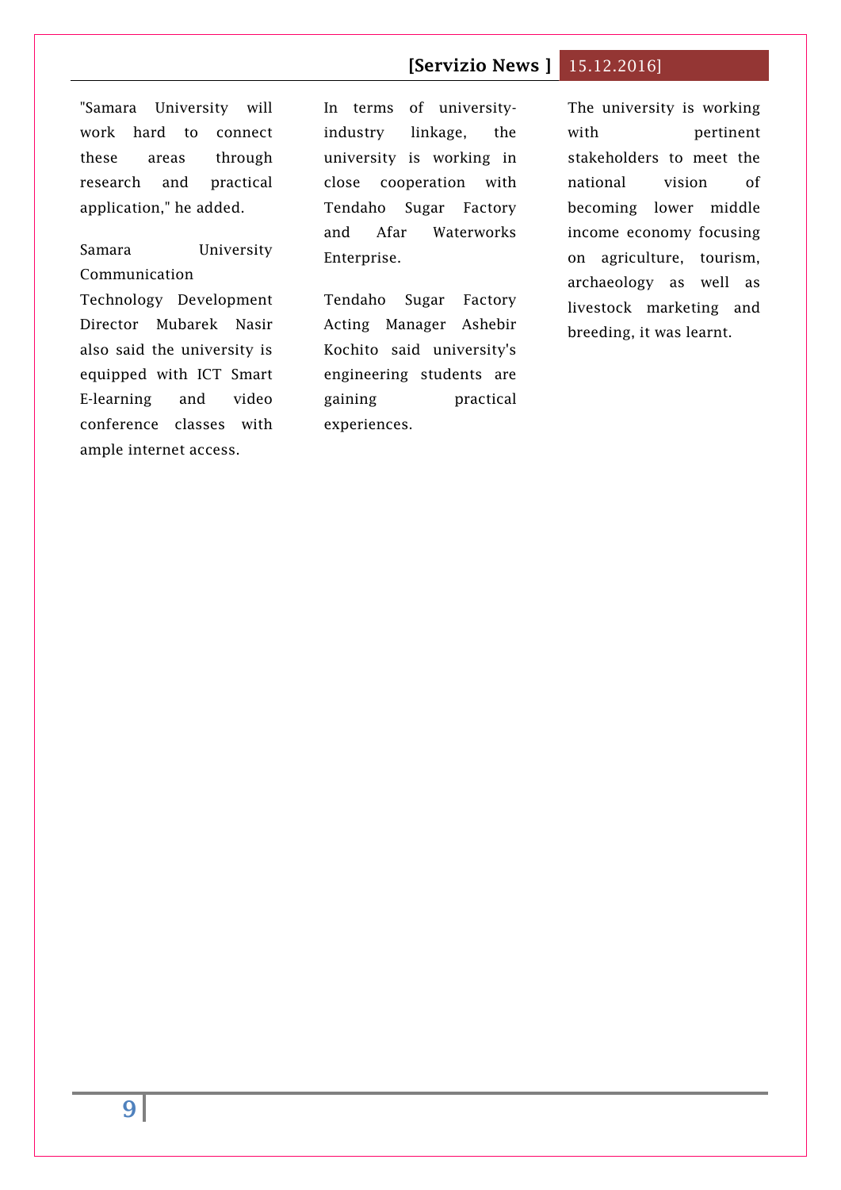"Samara University will work hard to connect these areas through research and practical application," he added.

Samara University Communication Technology Development Director Mubarek Nasir also said the university is equipped with ICT Smart E-learning and video conference classes with ample internet access.

In terms of university-industry linkage, the university is working in close cooperation with Tendaho Sugar Factory and Afar Waterworks Enterprise.

Tendaho Sugar Factory Acting Manager Ashebir Kochito said university's engineering students are gaining practical experiences.

The university is working with pertinent stakeholders to meet the national vision of becoming lower middle income economy focusing on agriculture, tourism, archaeology as well as livestock marketing and breeding, it was learnt.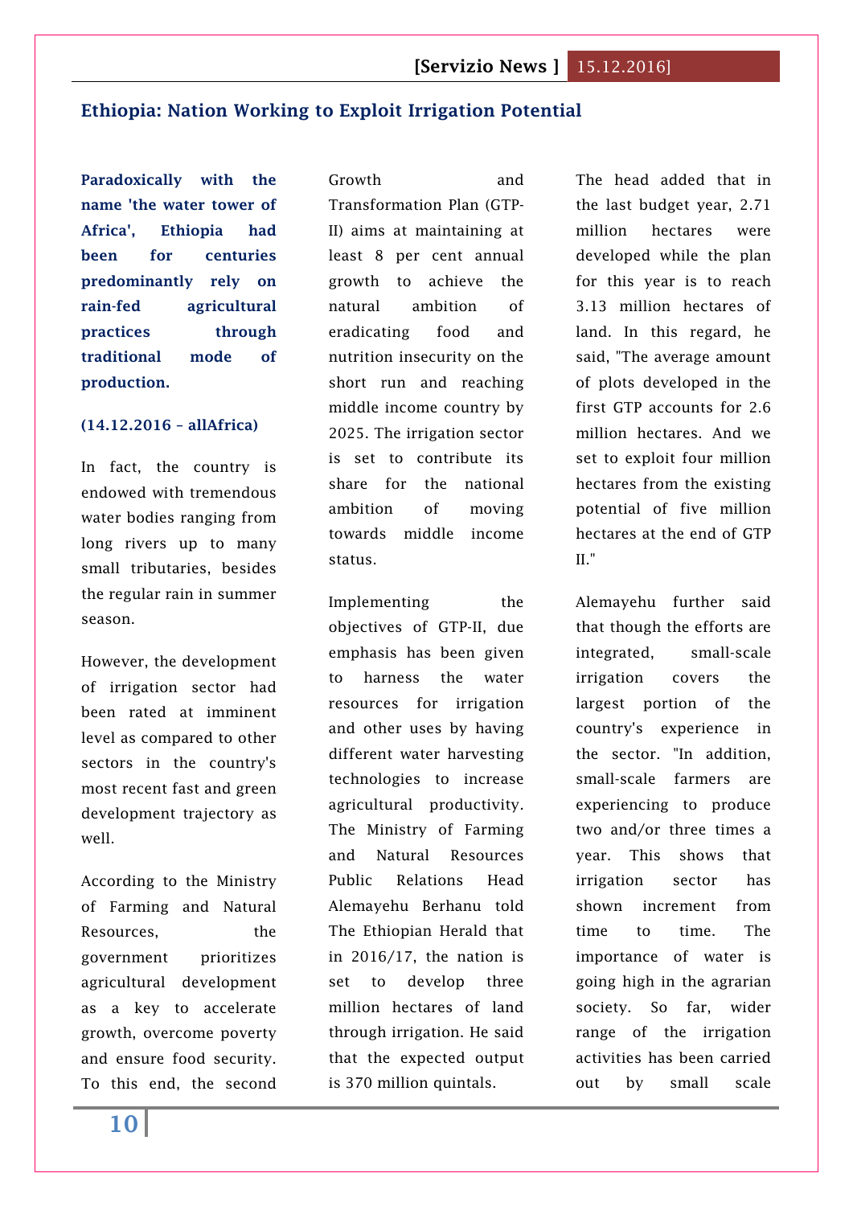## Ethiopia: Nation Working to Exploit Irrigation Potential

**Paradoxically with the name 'the water tower of Africa', Ethiopia had been for centuries predominantly rely on rain-fed agricultural practices through traditional mode of production.**

**(14.12.2016 – allAfrica)**

In fact, the country is endowed with tremendous water bodies ranging from long rivers up to many small tributaries, besides the regular rain in summer season.

However, the development of irrigation sector had been rated at imminent level as compared to other sectors in the country's most recent fast and green development trajectory as well.

According to the Ministry of Farming and Natural Resources, the government prioritizes agricultural development as a key to accelerate growth, overcome poverty and ensure food security. To this end, the second Growth and Transformation Plan (GTP-II) aims at maintaining at least 8 per cent annual growth to achieve the natural ambition of eradicating food and nutrition insecurity on the short run and reaching middle income country by 2025. The irrigation sector is set to contribute its share for the national ambition of moving towards middle income status.

Implementing the objectives of GTP-II, due emphasis has been given to harness the water resources for irrigation and other uses by having different water harvesting technologies to increase agricultural productivity. The Ministry of Farming and Natural Resources Public Relations Head Alemayehu Berhanu told The Ethiopian Herald that in 2016/17, the nation is set to develop three million hectares of land through irrigation. He said that the expected output is 370 million quintals.

The head added that in the last budget year, 2.71 million hectares were developed while the plan for this year is to reach 3.13 million hectares of land. In this regard, he said, "The average amount of plots developed in the first GTP accounts for 2.6 million hectares. And we set to exploit four million hectares from the existing potential of five million hectares at the end of GTP II."

Alemayehu further said that though the efforts are integrated, small-scale irrigation covers the largest portion of the country's experience in the sector. "In addition, small-scale farmers are experiencing to produce two and/or three times a year. This shows that irrigation sector has shown increment from time to time. The importance of water is going high in the agrarian society. So far, wider range of the irrigation activities has been carried out by small scale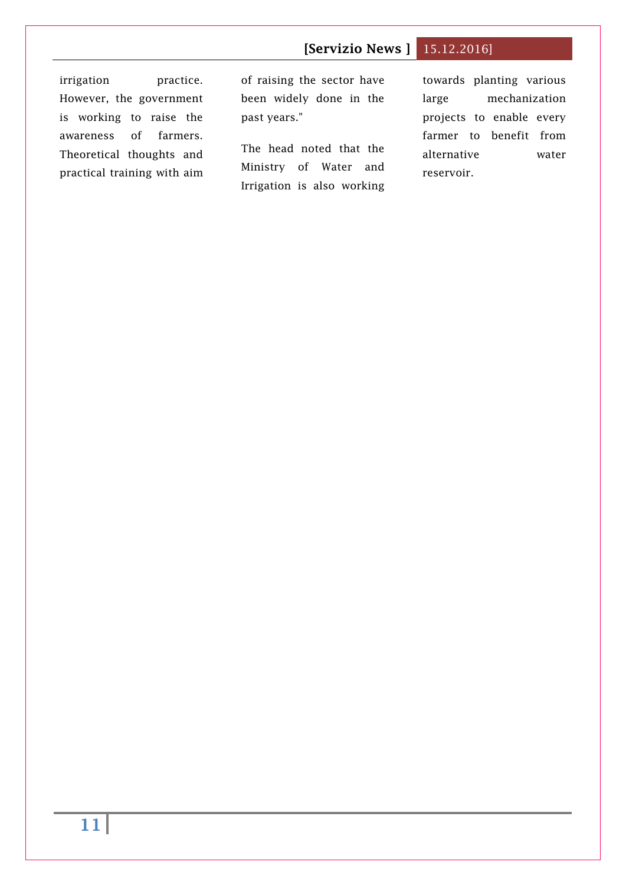irrigation practice. However, the government is working to raise the awareness of farmers. Theoretical thoughts and practical training with aim of raising the sector have been widely done in the past years."

The head noted that the Ministry of Water and Irrigation is also working towards planting various large mechanization projects to enable every farmer to benefit from alternative water reservoir.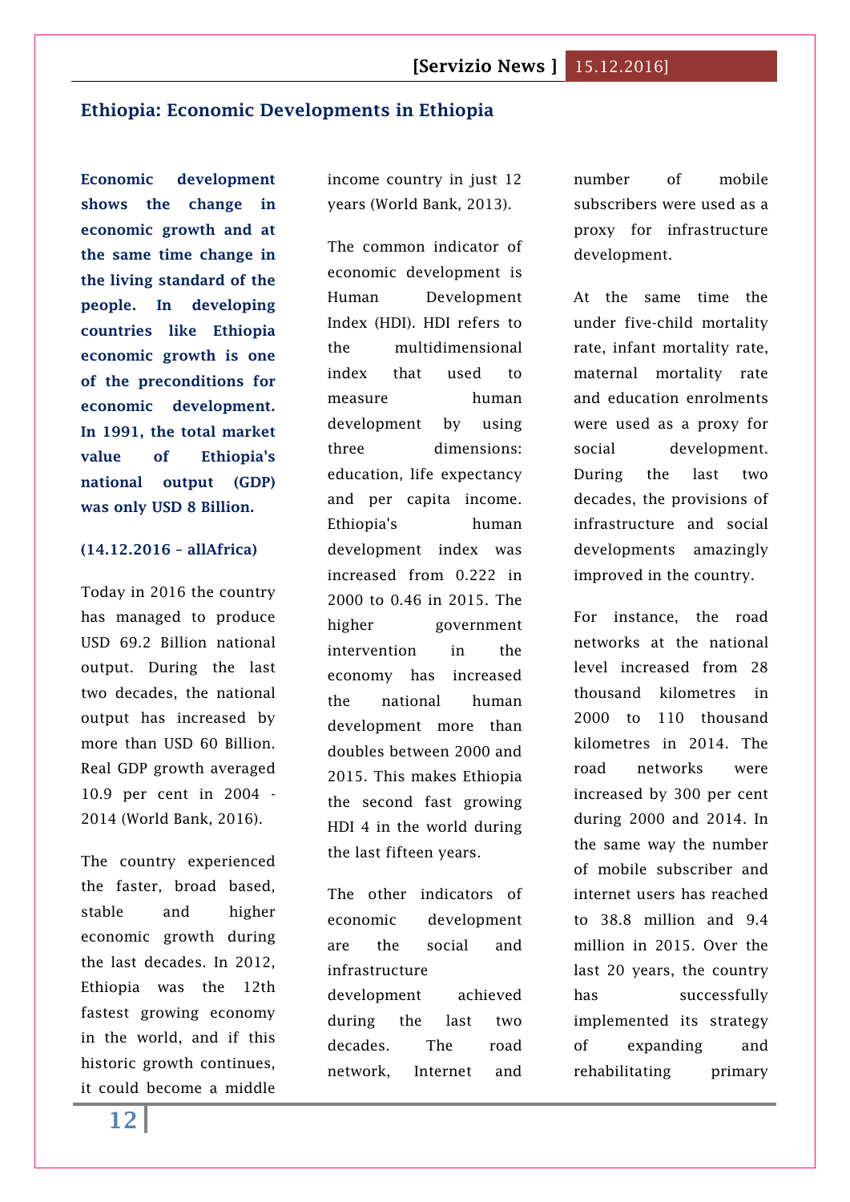## Ethiopia: Economic Developments in Ethiopia

**Economic development shows the change in economic growth and at the same time change in the living standard of the people. In developing countries like Ethiopia economic growth is one of the preconditions for economic development. In 1991, the total market value of Ethiopia's national output (GDP) was only USD 8 Billion.**

**(14.12.2016 – allAfrica)**

Today in 2016 the country has managed to produce USD 69.2 Billion national output. During the last two decades, the national output has increased by more than USD 60 Billion. Real GDP growth averaged 10.9 per cent in 2004 - 2014 (World Bank, 2016).

The country experienced the faster, broad based, stable and higher economic growth during the last decades. In 2012, Ethiopia was the 12th fastest growing economy in the world, and if this historic growth continues, it could become a middle income country in just 12 years (World Bank, 2013).

The common indicator of economic development is Human Development Index (HDI). HDI refers to the multidimensional index that used to measure human development by using three dimensions: education, life expectancy and per capita income. Ethiopia's human development index was increased from 0.222 in 2000 to 0.46 in 2015. The higher government intervention in the economy has increased the national human development more than doubles between 2000 and 2015. This makes Ethiopia the second fast growing HDI 4 in the world during the last fifteen years.

The other indicators of economic development are the social and infrastructure development achieved during the last two decades. The road network, Internet and number of mobile subscribers were used as a proxy for infrastructure development.

At the same time the under five-child mortality rate, infant mortality rate, maternal mortality rate and education enrolments were used as a proxy for social development. During the last two decades, the provisions of infrastructure and social developments amazingly improved in the country.

For instance, the road networks at the national level increased from 28 thousand kilometres in 2000 to 110 thousand kilometres in 2014. The road networks were increased by 300 per cent during 2000 and 2014. In the same way the number of mobile subscriber and internet users has reached to 38.8 million and 9.4 million in 2015. Over the last 20 years, the country has successfully implemented its strategy of expanding and rehabilitating primary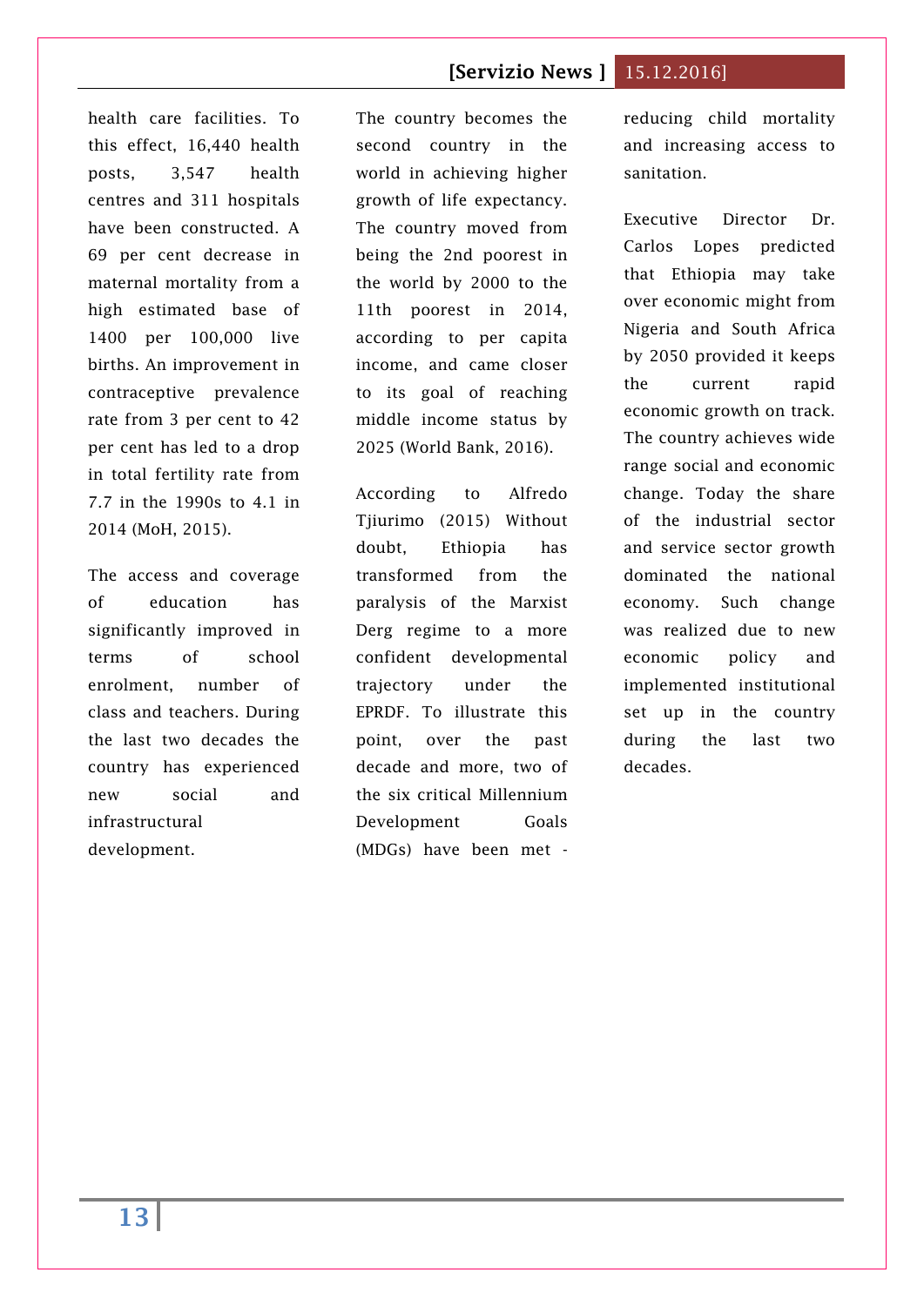health care facilities. To this effect, 16,440 health posts, 3,547 health centres and 311 hospitals have been constructed. A 69 per cent decrease in maternal mortality from a high estimated base of 1400 per 100,000 live births. An improvement in contraceptive prevalence rate from 3 per cent to 42 per cent has led to a drop in total fertility rate from 7.7 in the 1990s to 4.1 in 2014 (MoH, 2015).

The access and coverage of education has significantly improved in terms of school enrolment, number of class and teachers. During the last two decades the country has experienced new social and infrastructural development.

The country becomes the second country in the world in achieving higher growth of life expectancy. The country moved from being the 2nd poorest in the world by 2000 to the 11th poorest in 2014, according to per capita income, and came closer to its goal of reaching middle income status by 2025 (World Bank, 2016).

According to Alfredo Tjiurimo (2015) Without doubt, Ethiopia has transformed from the paralysis of the Marxist Derg regime to a more confident developmental trajectory under the EPRDF. To illustrate this point, over the past decade and more, two of the six critical Millennium Development Goals (MDGs) have been met - reducing child mortality and increasing access to sanitation.

Executive Director Dr. Carlos Lopes predicted that Ethiopia may take over economic might from Nigeria and South Africa by 2050 provided it keeps the current rapid economic growth on track. The country achieves wide range social and economic change. Today the share of the industrial sector and service sector growth dominated the national economy. Such change was realized due to new economic policy and implemented institutional set up in the country during the last two decades.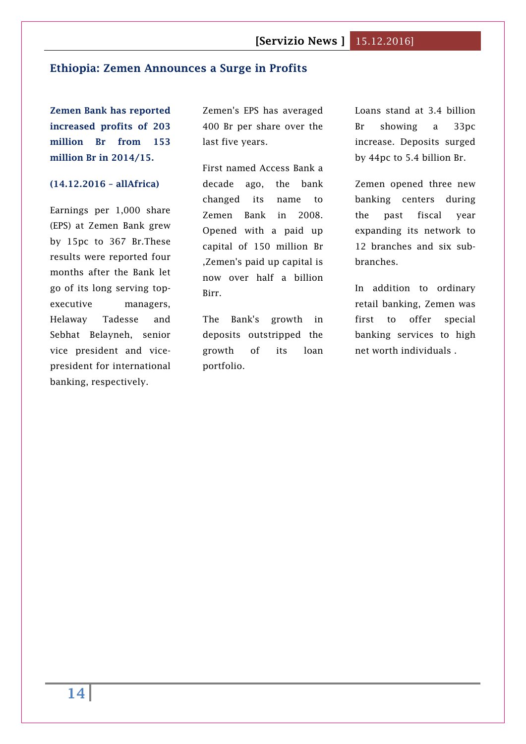## Ethiopia: Zemen Announces a Surge in Profits

**Zemen Bank has reported increased profits of 203 million Br from 153 million Br in 2014/15.**

**(14.12.2016 – allAfrica)**

Earnings per 1,000 share (EPS) at Zemen Bank grew by 15pc to 367 Br.These results were reported four months after the Bank let go of its long serving top-executive managers, Helaway Tadesse and Sebhat Belayneh, senior vice president and vice-president for international banking, respectively.

Zemen's EPS has averaged 400 Br per share over the last five years.

First named Access Bank a decade ago, the bank changed its name to Zemen Bank in 2008. Opened with a paid up capital of 150 million Br ,Zemen's paid up capital is now over half a billion Birr.

The Bank's growth in deposits outstripped the growth of its loan portfolio.

Loans stand at 3.4 billion Br showing a 33pc increase. Deposits surged by 44pc to 5.4 billion Br.

Zemen opened three new banking centers during the past fiscal year expanding its network to 12 branches and six sub-branches.

In addition to ordinary retail banking, Zemen was first to offer special banking services to high net worth individuals .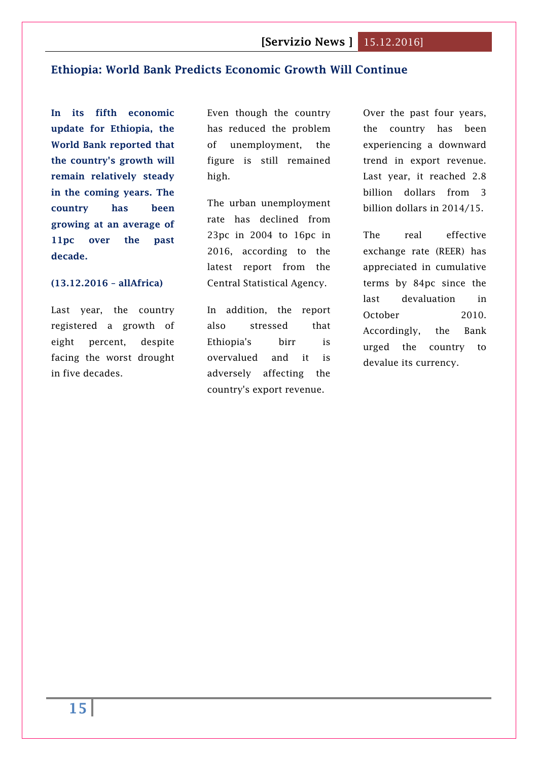## Ethiopia: World Bank Predicts Economic Growth Will Continue

**In its fifth economic update for Ethiopia, the World Bank reported that the country's growth will remain relatively steady in the coming years. The country has been growing at an average of 11pc over the past decade.**

**(13.12.2016 – allAfrica)**

Last year, the country registered a growth of eight percent, despite facing the worst drought in five decades.

Even though the country has reduced the problem of unemployment, the figure is still remained high.

The urban unemployment rate has declined from 23pc in 2004 to 16pc in 2016, according to the latest report from the Central Statistical Agency.

In addition, the report also stressed that Ethiopia's birr is overvalued and it is adversely affecting the country's export revenue.

Over the past four years, the country has been experiencing a downward trend in export revenue. Last year, it reached 2.8 billion dollars from 3 billion dollars in 2014/15.

The real effective exchange rate (REER) has appreciated in cumulative terms by 84pc since the last devaluation in October 2010. Accordingly, the Bank urged the country to devalue its currency.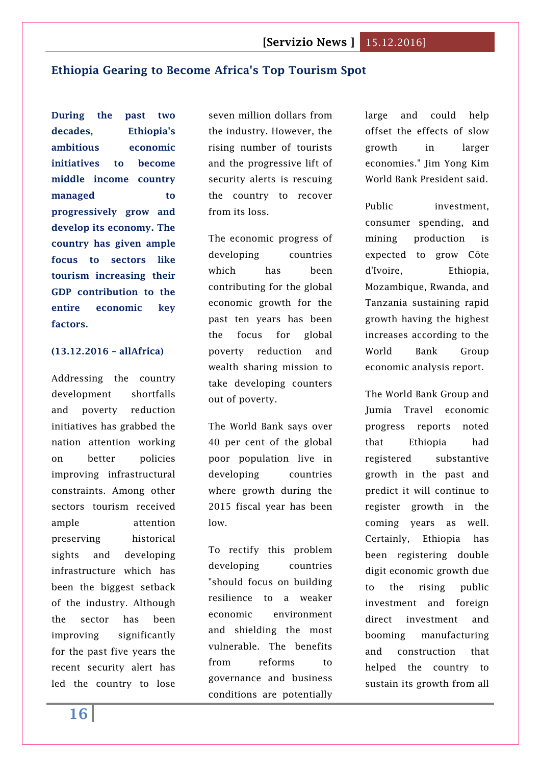## Ethiopia Gearing to Become Africa's Top Tourism Spot

**During the past two decades, Ethiopia's ambitious economic initiatives to become middle income country managed to progressively grow and develop its economy. The country has given ample focus to sectors like tourism increasing their GDP contribution to the entire economic key factors.**

**(13.12.2016 – allAfrica)**

Addressing the country development shortfalls and poverty reduction initiatives has grabbed the nation attention working on better policies improving infrastructural constraints. Among other sectors tourism received ample attention preserving historical sights and developing infrastructure which has been the biggest setback of the industry. Although the sector has been improving significantly for the past five years the recent security alert has led the country to lose seven million dollars from the industry. However, the rising number of tourists and the progressive lift of security alerts is rescuing the country to recover from its loss.

The economic progress of developing countries which has been contributing for the global economic growth for the past ten years has been the focus for global poverty reduction and wealth sharing mission to take developing counters out of poverty.

The World Bank says over 40 per cent of the global poor population live in developing countries where growth during the 2015 fiscal year has been low.

To rectify this problem developing countries "should focus on building resilience to a weaker economic environment and shielding the most vulnerable. The benefits from reforms to governance and business conditions are potentially large and could help offset the effects of slow growth in larger economies." Jim Yong Kim World Bank President said.

Public investment, consumer spending, and mining production is expected to grow Côte d'Ivoire, Ethiopia, Mozambique, Rwanda, and Tanzania sustaining rapid growth having the highest increases according to the World Bank Group economic analysis report.

The World Bank Group and Jumia Travel economic progress reports noted that Ethiopia had registered substantive growth in the past and predict it will continue to register growth in the coming years as well. Certainly, Ethiopia has been registering double digit economic growth due to the rising public investment and foreign direct investment and booming manufacturing and construction that helped the country to sustain its growth from all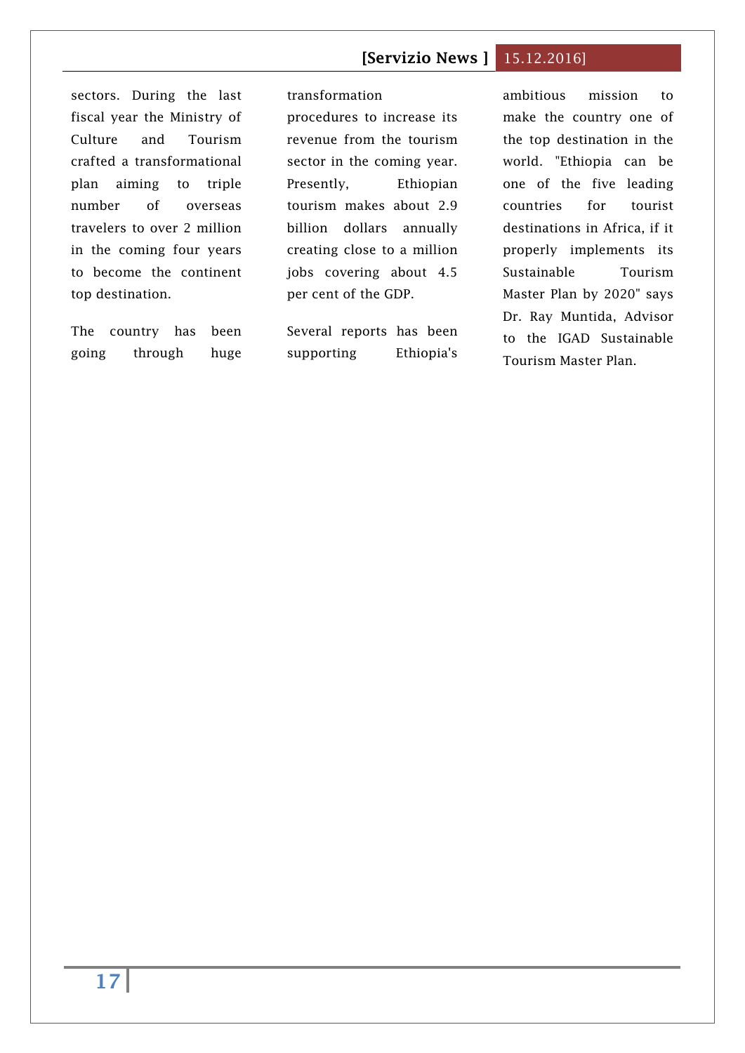sectors. During the last fiscal year the Ministry of Culture and Tourism crafted a transformational plan aiming to triple number of overseas travelers to over 2 million in the coming four years to become the continent top destination.

The country has been going through huge transformation procedures to increase its revenue from the tourism sector in the coming year. Presently, Ethiopian tourism makes about 2.9 billion dollars annually creating close to a million jobs covering about 4.5 per cent of the GDP.

Several reports has been supporting Ethiopia's ambitious mission to make the country one of the top destination in the world. "Ethiopia can be one of the five leading countries for tourist destinations in Africa, if it properly implements its Sustainable Tourism Master Plan by 2020" says Dr. Ray Muntida, Advisor to the IGAD Sustainable Tourism Master Plan.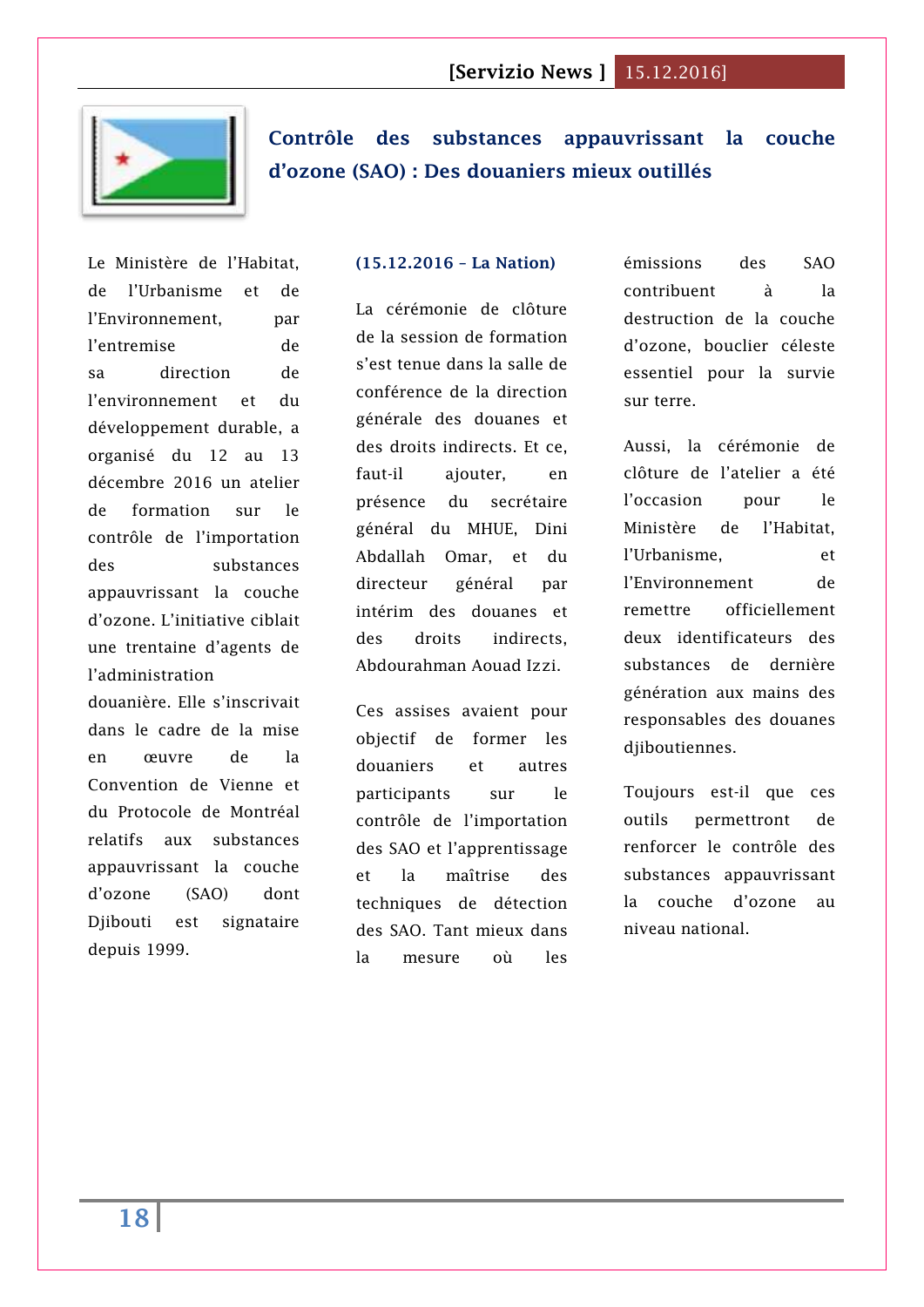## Contrôle des substances appauvrissant la couche d'ozone (SAO) : Des douaniers mieux outillés

Le Ministère de l'Habitat, de l'Urbanisme et de l'Environnement, par l'entremise de sa direction de l'environnement et du développement durable, a organisé du 12 au 13 décembre 2016 un atelier de formation sur le contrôle de l'importation des substances appauvrissant la couche d'ozone. L'initiative ciblait une trentaine d'agents de l'administration douanière. Elle s'inscrivait dans le cadre de la mise en œuvre de la Convention de Vienne et du Protocole de Montréal relatifs aux substances appauvrissant la couche d'ozone (SAO) dont Djibouti est signataire depuis 1999.

**(15.12.2016 – La Nation)**

La cérémonie de clôture de la session de formation s'est tenue dans la salle de conférence de la direction générale des douanes et des droits indirects. Et ce, faut-il ajouter, en présence du secrétaire général du MHUE, Dini Abdallah Omar, et du directeur général par intérim des douanes et des droits indirects, Abdourahman Aouad Izzi.

Ces assises avaient pour objectif de former les douaniers et autres participants sur le contrôle de l'importation des SAO et l'apprentissage et la maîtrise des techniques de détection des SAO. Tant mieux dans la mesure où les émissions des SAO contribuent à la destruction de la couche d'ozone, bouclier céleste essentiel pour la survie sur terre.

Aussi, la cérémonie de clôture de l'atelier a été l'occasion pour le Ministère de l'Habitat, l'Urbanisme, et l'Environnement de remettre officiellement deux identificateurs des substances de dernière génération aux mains des responsables des douanes djiboutiennes.

Toujours est-il que ces outils permettront de renforcer le contrôle des substances appauvrissant la couche d'ozone au niveau national.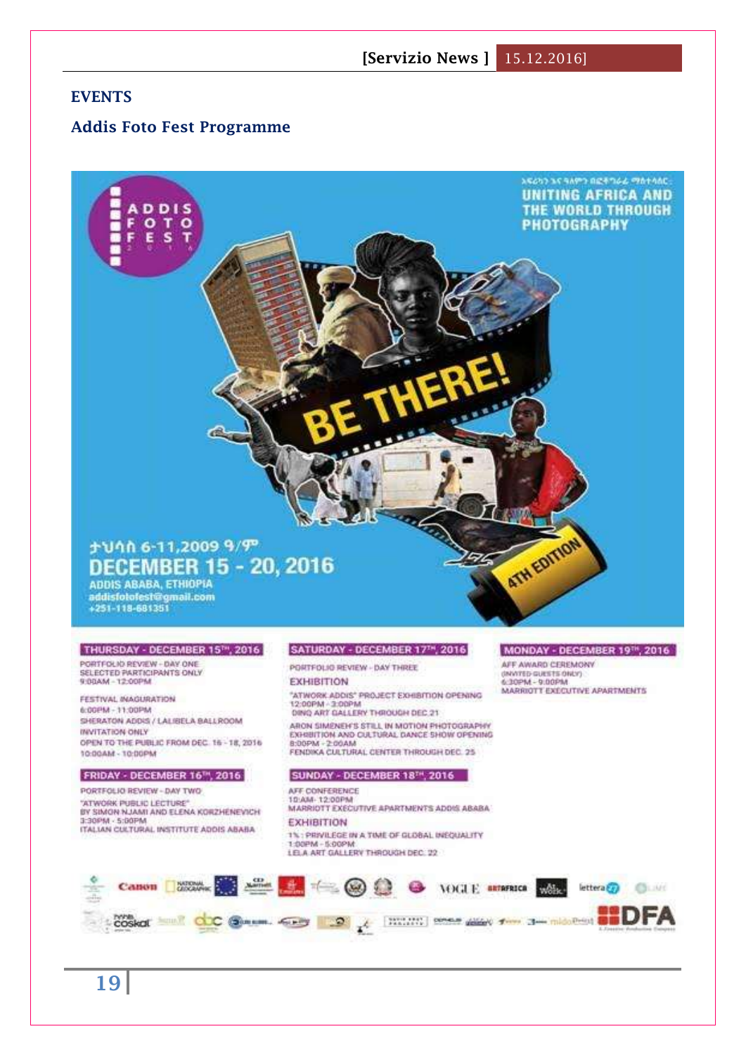## EVENTS

### Addis Foto Fest Programme

ADDIS FOTO FEST 2016

አዲስን እና ዓለምን በፎቶግራፊ ማስተሳሰር፡
UNITING AFRICA AND THE WORLD THROUGH PHOTOGRAPHY

BE THERE!

4TH EDITION

ታህሳስ 6-11,2009 ዓ/ም
DECEMBER 15 - 20, 2016
ADDIS ABABA, ETHIOPIA
addisfotofest@gmail.com
+251-118-681351

**THURSDAY - DECEMBER 15TH, 2016**

PORTFOLIO REVIEW - DAY ONE
SELECTED PARTICIPANTS ONLY
9:00AM - 12:00PM

FESTIVAL INAUGURATION
6:00PM - 11:00PM
SHERATON ADDIS / LALIBELA BALLROOM
INVITATION ONLY
OPEN TO THE PUBLIC FROM DEC. 16 - 18, 2016
10:00AM - 10:00PM

**FRIDAY - DECEMBER 16TH, 2016**

PORTFOLIO REVIEW - DAY TWO
"ATWORK PUBLIC LECTURE"
BY SIMON NJAMI AND ELENA KORZHENEVICH
3:30PM - 5:00PM
ITALIAN CULTURAL INSTITUTE ADDIS ABABA

**SATURDAY - DECEMBER 17TH, 2016**

PORTFOLIO REVIEW - DAY THREE

EXHIBITION
"ATWORK ADDIS" PROJECT EXHIBITION OPENING
12:00PM - 3:00PM
DINQ ART GALLERY THROUGH DEC 21

ARON SIMENEH'S STILL IN MOTION PHOTOGRAPHY EXHIBITION AND CULTURAL DANCE SHOW OPENING
8:00PM - 2:00AM
FENDIKA CULTURAL CENTER THROUGH DEC. 25

**SUNDAY - DECEMBER 18TH, 2016**

AFF CONFERENCE
10:AM- 12:00PM
MARRIOTT EXECUTIVE APARTMENTS ADDIS ABABA

EXHIBITION
1% : PRIVILEGE IN A TIME OF GLOBAL INEQUALITY
1:00PM - 5:00PM
LELA ART GALLERY THROUGH DEC. 22

**MONDAY - DECEMBER 19TH, 2016**

AFF AWARD CEREMONY
(INVITED GUESTS ONLY)
6:30PM - 9:00PM
MARRIOTT EXECUTIVE APARTMENTS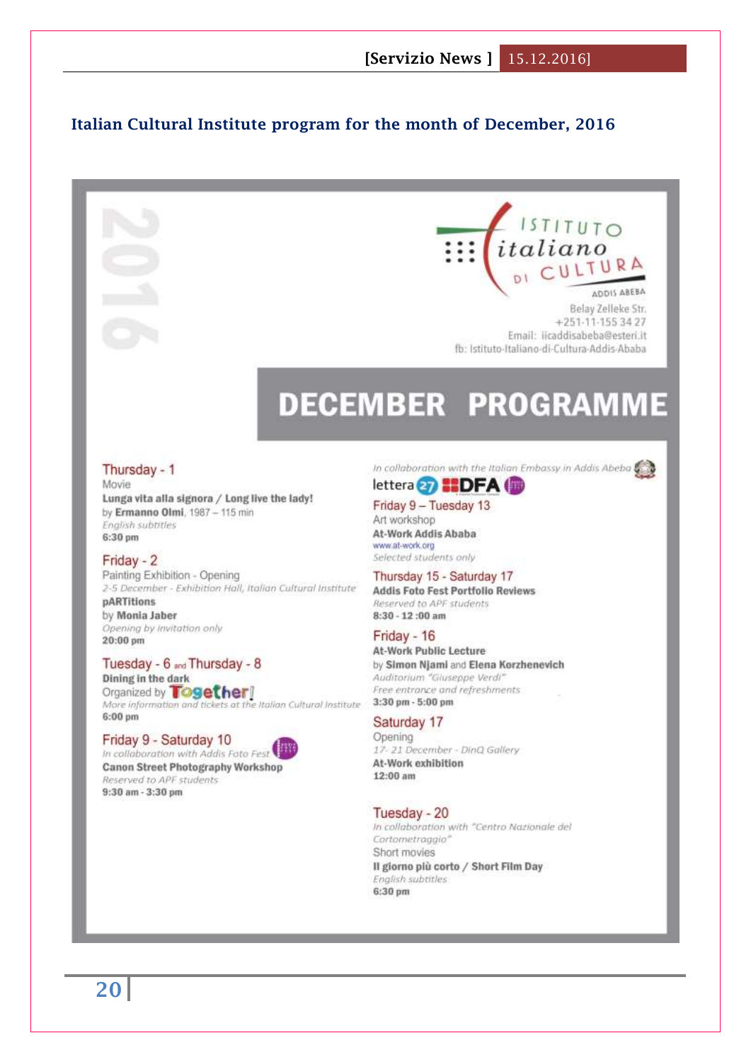## Italian Cultural Institute program for the month of December, 2016

2016

ISTITUTO italiano DI CULTURA
ADDIS ABEBA
Belay Zelleke Str.
+251-11-155 34 27
Email: iicaddisabeba@esteri.it
fb: Istituto-Italiano-di-Cultura-Addis-Ababa

# DECEMBER PROGRAMME

**Thursday - 1**
Movie
**Lunga vita alla signora / Long live the lady!**
by **Ermanno Olmi**, 1987 – 115 min
*English subtitles*
**6:30 pm**

**Friday - 2**
Painting Exhibition - Opening
*2-5 December - Exhibition Hall, Italian Cultural Institute*
**pARTitions**
by **Monia Jaber**
*Opening by invitation only*
**20:00 pm**

**Tuesday - 6 and Thursday - 8**
**Dining in the dark**
Organized by **Together!**
*More information and tickets at the Italian Cultural Institute*
**6:00 pm**

**Friday 9 - Saturday 10**
*In collaboration with Addis Foto Fest*
**Canon Street Photography Workshop**
*Reserved to APF students*
**9:30 am - 3:30 pm**

*In collaboration with the Italian Embassy in Addis Abeba*
lettera 27 DFA

**Friday 9 – Tuesday 13**
Art workshop
**At-Work Addis Ababa**
www.at-work.org
*Selected students only*

**Thursday 15 - Saturday 17**
**Addis Foto Fest Portfolio Reviews**
*Reserved to APF students*
**8:30 - 12 :00 am**

**Friday - 16**
**At-Work Public Lecture**
by **Simon Njami** and **Elena Korzhenevich**
*Auditorium "Giuseppe Verdi"*
*Free entrance and refreshments*
**3:30 pm - 5:00 pm**

**Saturday 17**
Opening
*17- 21 December - DinQ Gallery*
**At-Work exhibition**
**12:00 am**

**Tuesday - 20**
*In collaboration with "Centro Nazionale del Cortometraggio"*
Short movies
**Il giorno più corto / Short Film Day**
*English subtitles*
**6:30 pm**